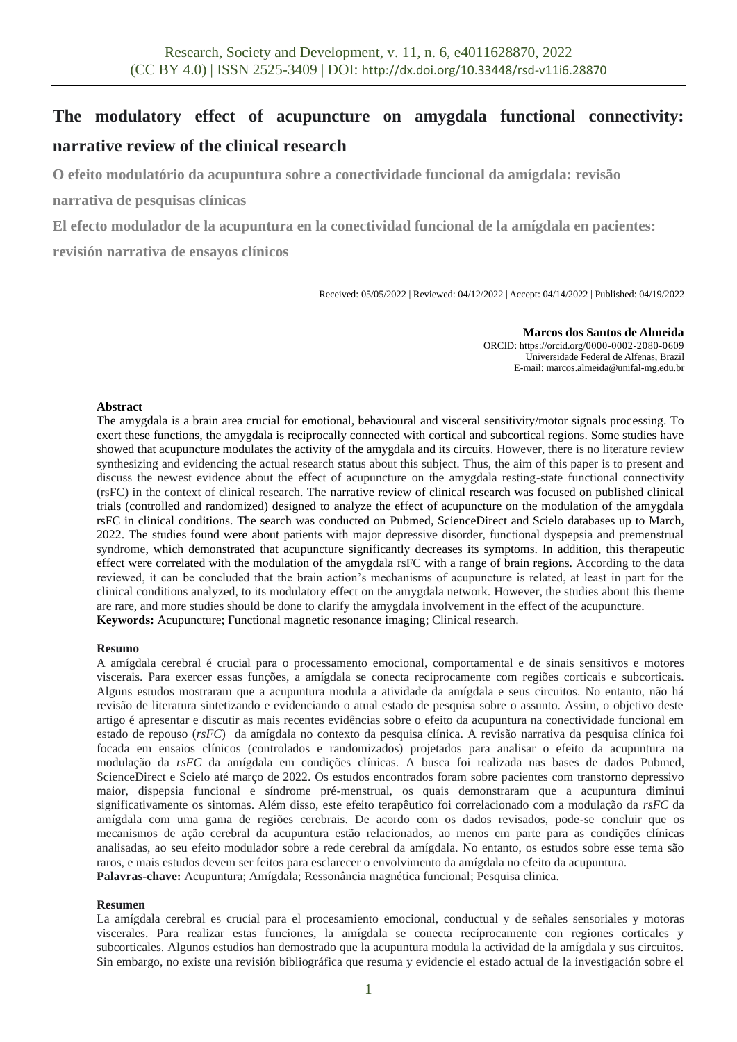# The modulatory effect of acupuncture on amygdala functional connectivity: narrative review of the clinical research

**O efeito modulatório da acupuntura sobre a conectividade funcional da amígdala: revisão narrativa de pesquisas clínicas**

**El efecto modulador de la acupuntura en la conectividad funcional de la amígdala en pacientes: revisión narrativa de ensayos clínicos**

Received: 05/05/2022 | Reviewed: 04/12/2022 | Accept: 04/14/2022 | Published: 04/19/2022

**Marcos dos Santos de Almeida**
ORCID: https://orcid.org/0000-0002-2080-0609
Universidade Federal de Alfenas, Brazil
E-mail: marcos.almeida@unifal-mg.edu.br

## Abstract

The amygdala is a brain area crucial for emotional, behavioural and visceral sensitivity/motor signals processing. To exert these functions, the amygdala is reciprocally connected with cortical and subcortical regions. Some studies have showed that acupuncture modulates the activity of the amygdala and its circuits. However, there is no literature review synthesizing and evidencing the actual research status about this subject. Thus, the aim of this paper is to present and discuss the newest evidence about the effect of acupuncture on the amygdala resting-state functional connectivity (rsFC) in the context of clinical research. The narrative review of clinical research was focused on published clinical trials (controlled and randomized) designed to analyze the effect of acupuncture on the modulation of the amygdala rsFC in clinical conditions. The search was conducted on Pubmed, ScienceDirect and Scielo databases up to March, 2022. The studies found were about patients with major depressive disorder, functional dyspepsia and premenstrual syndrome, which demonstrated that acupuncture significantly decreases its symptoms. In addition, this therapeutic effect were correlated with the modulation of the amygdala rsFC with a range of brain regions. According to the data reviewed, it can be concluded that the brain action's mechanisms of acupuncture is related, at least in part for the clinical conditions analyzed, to its modulatory effect on the amygdala network. However, the studies about this theme are rare, and more studies should be done to clarify the amygdala involvement in the effect of the acupuncture.

**Keywords:** Acupuncture; Functional magnetic resonance imaging; Clinical research.

## Resumo

A amígdala cerebral é crucial para o processamento emocional, comportamental e de sinais sensitivos e motores viscerais. Para exercer essas funções, a amígdala se conecta reciprocamente com regiões corticais e subcorticais. Alguns estudos mostraram que a acupuntura modula a atividade da amígdala e seus circuitos. No entanto, não há revisão de literatura sintetizando e evidenciando o atual estado de pesquisa sobre o assunto. Assim, o objetivo deste artigo é apresentar e discutir as mais recentes evidências sobre o efeito da acupuntura na conectividade funcional em estado de repouso (*rsFC*) da amígdala no contexto da pesquisa clínica. A revisão narrativa da pesquisa clínica foi focada em ensaios clínicos (controlados e randomizados) projetados para analisar o efeito da acupuntura na modulação da *rsFC* da amígdala em condições clínicas. A busca foi realizada nas bases de dados Pubmed, ScienceDirect e Scielo até março de 2022. Os estudos encontrados foram sobre pacientes com transtorno depressivo maior, dispepsia funcional e síndrome pré-menstrual, os quais demonstraram que a acupuntura diminui significativamente os sintomas. Além disso, este efeito terapêutico foi correlacionado com a modulação da *rsFC* da amígdala com uma gama de regiões cerebrais. De acordo com os dados revisados, pode-se concluir que os mecanismos de ação cerebral da acupuntura estão relacionados, ao menos em parte para as condições clínicas analisadas, ao seu efeito modulador sobre a rede cerebral da amígdala. No entanto, os estudos sobre esse tema são raros, e mais estudos devem ser feitos para esclarecer o envolvimento da amígdala no efeito da acupuntura.

**Palavras-chave:** Acupuntura; Amígdala; Ressonância magnética funcional; Pesquisa clinica.

## Resumen

La amígdala cerebral es crucial para el procesamiento emocional, conductual y de señales sensoriales y motoras viscerales. Para realizar estas funciones, la amígdala se conecta recíprocamente con regiones corticales y subcorticales. Algunos estudios han demostrado que la acupuntura modula la actividad de la amígdala y sus circuitos. Sin embargo, no existe una revisión bibliográfica que resuma y evidencie el estado actual de la investigación sobre el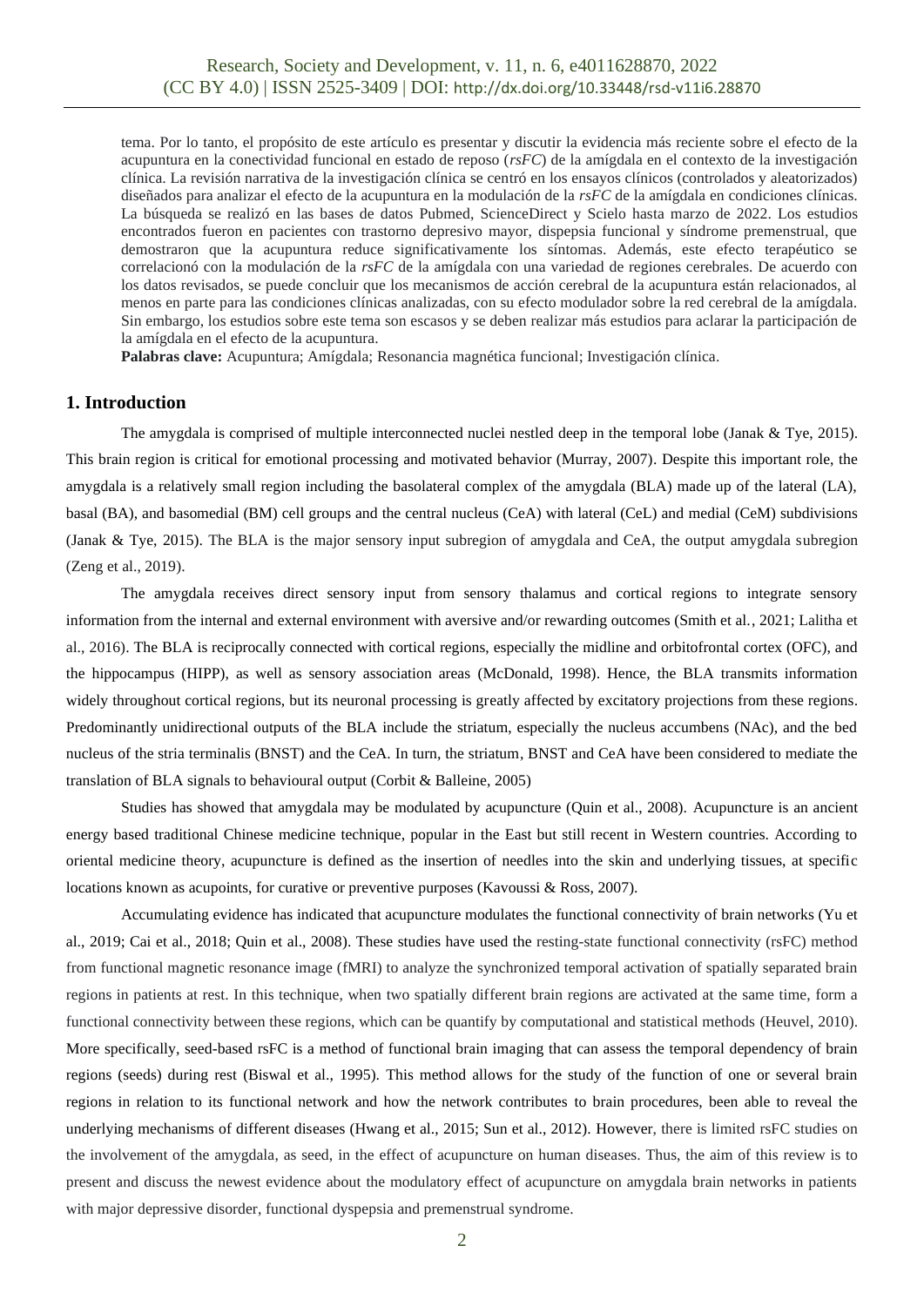tema. Por lo tanto, el propósito de este artículo es presentar y discutir la evidencia más reciente sobre el efecto de la acupuntura en la conectividad funcional en estado de reposo (*rsFC*) de la amígdala en el contexto de la investigación clínica. La revisión narrativa de la investigación clínica se centró en los ensayos clínicos (controlados y aleatorizados) diseñados para analizar el efecto de la acupuntura en la modulación de la *rsFC* de la amígdala en condiciones clínicas. La búsqueda se realizó en las bases de datos Pubmed, ScienceDirect y Scielo hasta marzo de 2022. Los estudios encontrados fueron en pacientes con trastorno depresivo mayor, dispepsia funcional y síndrome premenstrual, que demostraron que la acupuntura reduce significativamente los síntomas. Además, este efecto terapéutico se correlacionó con la modulación de la *rsFC* de la amígdala con una variedad de regiones cerebrales. De acuerdo con los datos revisados, se puede concluir que los mecanismos de acción cerebral de la acupuntura están relacionados, al menos en parte para las condiciones clínicas analizadas, con su efecto modulador sobre la red cerebral de la amígdala. Sin embargo, los estudios sobre este tema son escasos y se deben realizar más estudios para aclarar la participación de la amígdala en el efecto de la acupuntura.

**Palabras clave:** Acupuntura; Amígdala; Resonancia magnética funcional; Investigación clínica.

## 1. Introduction

The amygdala is comprised of multiple interconnected nuclei nestled deep in the temporal lobe (Janak & Tye, 2015). This brain region is critical for emotional processing and motivated behavior (Murray, 2007). Despite this important role, the amygdala is a relatively small region including the basolateral complex of the amygdala (BLA) made up of the lateral (LA), basal (BA), and basomedial (BM) cell groups and the central nucleus (CeA) with lateral (CeL) and medial (CeM) subdivisions (Janak & Tye, 2015). The BLA is the major sensory input subregion of amygdala and CeA, the output amygdala subregion (Zeng et al., 2019).

The amygdala receives direct sensory input from sensory thalamus and cortical regions to integrate sensory information from the internal and external environment with aversive and/or rewarding outcomes (Smith et al., 2021; Lalitha et al., 2016). The BLA is reciprocally connected with cortical regions, especially the midline and orbitofrontal cortex (OFC), and the hippocampus (HIPP), as well as sensory association areas (McDonald, 1998). Hence, the BLA transmits information widely throughout cortical regions, but its neuronal processing is greatly affected by excitatory projections from these regions. Predominantly unidirectional outputs of the BLA include the striatum, especially the nucleus accumbens (NAc), and the bed nucleus of the stria terminalis (BNST) and the CeA. In turn, the striatum, BNST and CeA have been considered to mediate the translation of BLA signals to behavioural output (Corbit & Balleine, 2005)

Studies has showed that amygdala may be modulated by acupuncture (Quin et al., 2008). Acupuncture is an ancient energy based traditional Chinese medicine technique, popular in the East but still recent in Western countries. According to oriental medicine theory, acupuncture is defined as the insertion of needles into the skin and underlying tissues, at specific locations known as acupoints, for curative or preventive purposes (Kavoussi & Ross, 2007).

Accumulating evidence has indicated that acupuncture modulates the functional connectivity of brain networks (Yu et al., 2019; Cai et al., 2018; Quin et al., 2008). These studies have used the resting-state functional connectivity (rsFC) method from functional magnetic resonance image (fMRI) to analyze the synchronized temporal activation of spatially separated brain regions in patients at rest. In this technique, when two spatially different brain regions are activated at the same time, form a functional connectivity between these regions, which can be quantify by computational and statistical methods (Heuvel, 2010). More specifically, seed-based rsFC is a method of functional brain imaging that can assess the temporal dependency of brain regions (seeds) during rest (Biswal et al., 1995). This method allows for the study of the function of one or several brain regions in relation to its functional network and how the network contributes to brain procedures, been able to reveal the underlying mechanisms of different diseases (Hwang et al., 2015; Sun et al., 2012). However, there is limited rsFC studies on the involvement of the amygdala, as seed, in the effect of acupuncture on human diseases. Thus, the aim of this review is to present and discuss the newest evidence about the modulatory effect of acupuncture on amygdala brain networks in patients with major depressive disorder, functional dyspepsia and premenstrual syndrome.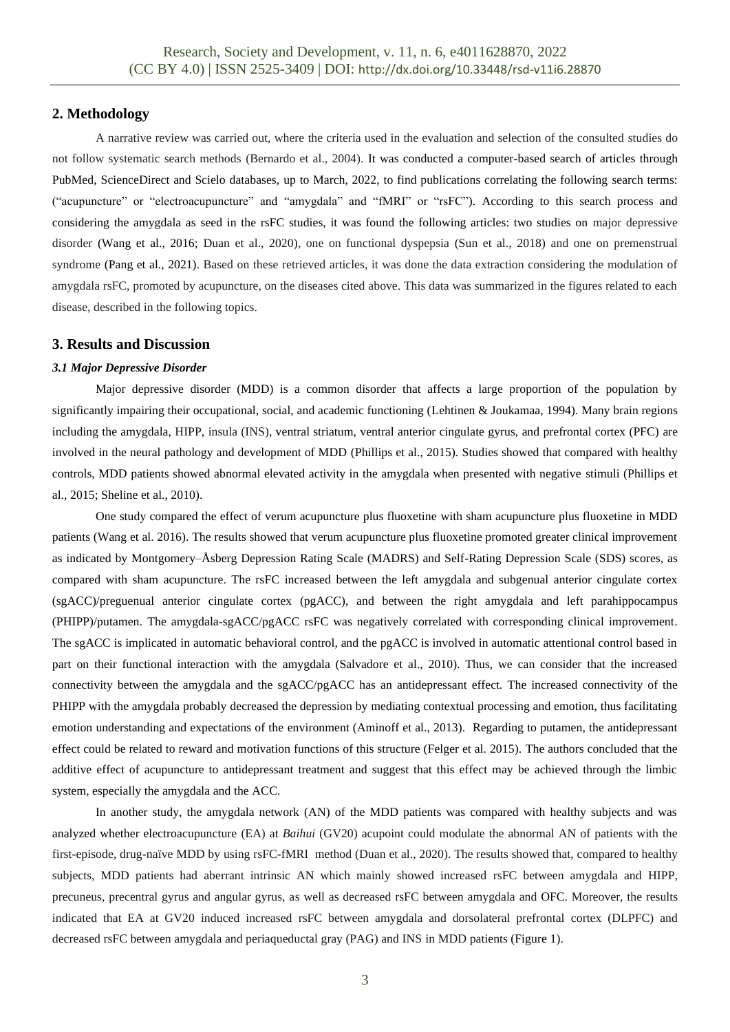## 2. Methodology

A narrative review was carried out, where the criteria used in the evaluation and selection of the consulted studies do not follow systematic search methods (Bernardo et al., 2004). It was conducted a computer-based search of articles through PubMed, ScienceDirect and Scielo databases, up to March, 2022, to find publications correlating the following search terms: ("acupuncture" or "electroacupuncture" and "amygdala" and "fMRI" or "rsFC"). According to this search process and considering the amygdala as seed in the rsFC studies, it was found the following articles: two studies on major depressive disorder (Wang et al., 2016; Duan et al., 2020), one on functional dyspepsia (Sun et al., 2018) and one on premenstrual syndrome (Pang et al., 2021). Based on these retrieved articles, it was done the data extraction considering the modulation of amygdala rsFC, promoted by acupuncture, on the diseases cited above. This data was summarized in the figures related to each disease, described in the following topics.

## 3. Results and Discussion

### *3.1 Major Depressive Disorder*

Major depressive disorder (MDD) is a common disorder that affects a large proportion of the population by significantly impairing their occupational, social, and academic functioning (Lehtinen & Joukamaa, 1994). Many brain regions including the amygdala, HIPP, insula (INS), ventral striatum, ventral anterior cingulate gyrus, and prefrontal cortex (PFC) are involved in the neural pathology and development of MDD (Phillips et al., 2015). Studies showed that compared with healthy controls, MDD patients showed abnormal elevated activity in the amygdala when presented with negative stimuli (Phillips et al., 2015; Sheline et al., 2010).

One study compared the effect of verum acupuncture plus fluoxetine with sham acupuncture plus fluoxetine in MDD patients (Wang et al. 2016). The results showed that verum acupuncture plus fluoxetine promoted greater clinical improvement as indicated by Montgomery–Åsberg Depression Rating Scale (MADRS) and Self-Rating Depression Scale (SDS) scores, as compared with sham acupuncture. The rsFC increased between the left amygdala and subgenual anterior cingulate cortex (sgACC)/preguenual anterior cingulate cortex (pgACC), and between the right amygdala and left parahippocampus (PHIPP)/putamen. The amygdala-sgACC/pgACC rsFC was negatively correlated with corresponding clinical improvement. The sgACC is implicated in automatic behavioral control, and the pgACC is involved in automatic attentional control based in part on their functional interaction with the amygdala (Salvadore et al., 2010). Thus, we can consider that the increased connectivity between the amygdala and the sgACC/pgACC has an antidepressant effect. The increased connectivity of the PHIPP with the amygdala probably decreased the depression by mediating contextual processing and emotion, thus facilitating emotion understanding and expectations of the environment (Aminoff et al., 2013). Regarding to putamen, the antidepressant effect could be related to reward and motivation functions of this structure (Felger et al. 2015). The authors concluded that the additive effect of acupuncture to antidepressant treatment and suggest that this effect may be achieved through the limbic system, especially the amygdala and the ACC.

In another study, the amygdala network (AN) of the MDD patients was compared with healthy subjects and was analyzed whether electroacupuncture (EA) at *Baihui* (GV20) acupoint could modulate the abnormal AN of patients with the first-episode, drug-naïve MDD by using rsFC-fMRI method (Duan et al., 2020). The results showed that, compared to healthy subjects, MDD patients had aberrant intrinsic AN which mainly showed increased rsFC between amygdala and HIPP, precuneus, precentral gyrus and angular gyrus, as well as decreased rsFC between amygdala and OFC. Moreover, the results indicated that EA at GV20 induced increased rsFC between amygdala and dorsolateral prefrontal cortex (DLPFC) and decreased rsFC between amygdala and periaqueductal gray (PAG) and INS in MDD patients (Figure 1).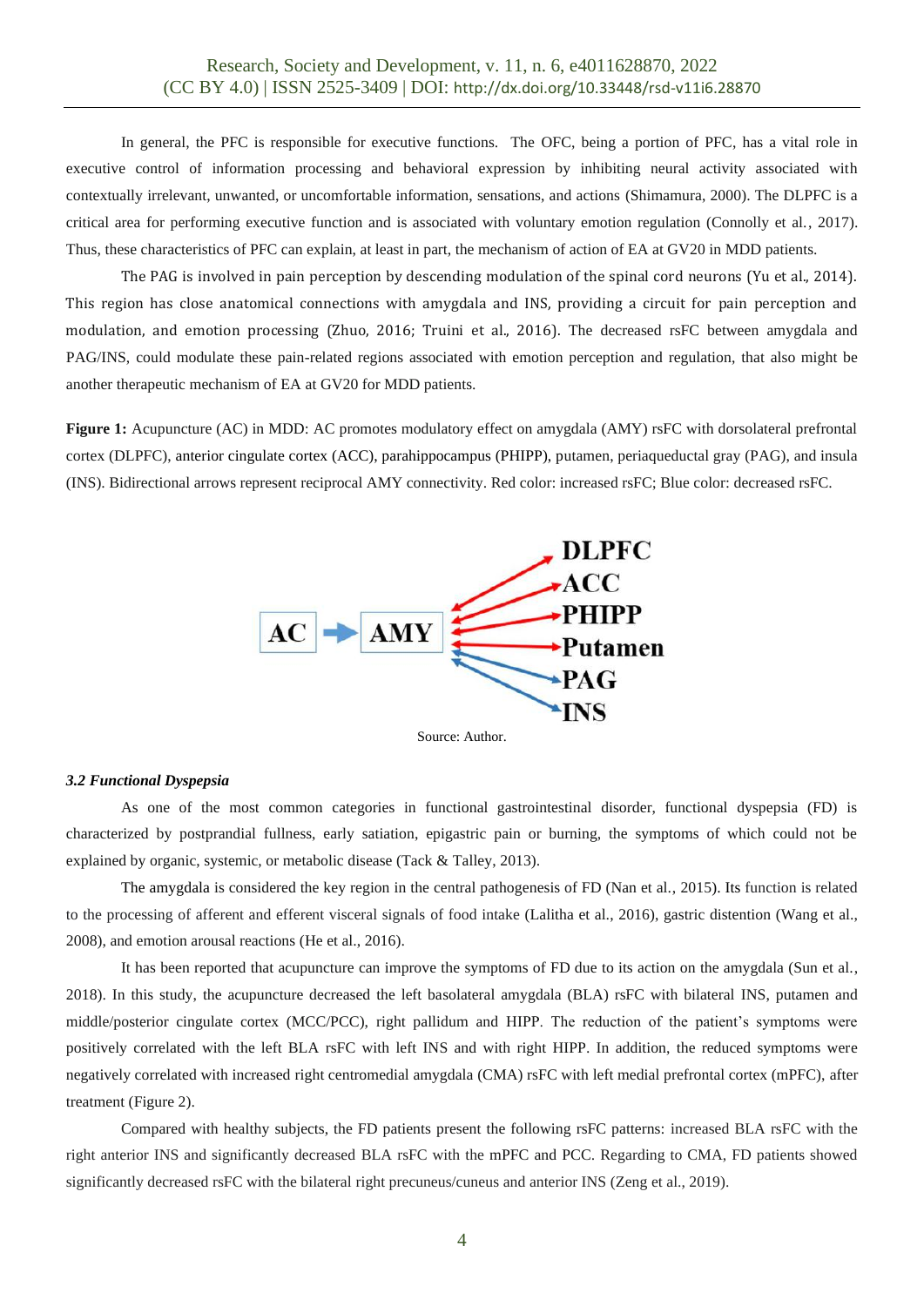In general, the PFC is responsible for executive functions. The OFC, being a portion of PFC, has a vital role in executive control of information processing and behavioral expression by inhibiting neural activity associated with contextually irrelevant, unwanted, or uncomfortable information, sensations, and actions (Shimamura, 2000). The DLPFC is a critical area for performing executive function and is associated with voluntary emotion regulation (Connolly et al., 2017). Thus, these characteristics of PFC can explain, at least in part, the mechanism of action of EA at GV20 in MDD patients.

The PAG is involved in pain perception by descending modulation of the spinal cord neurons (Yu et al., 2014). This region has close anatomical connections with amygdala and INS, providing a circuit for pain perception and modulation, and emotion processing (Zhuo, 2016; Truini et al., 2016). The decreased rsFC between amygdala and PAG/INS, could modulate these pain-related regions associated with emotion perception and regulation, that also might be another therapeutic mechanism of EA at GV20 for MDD patients.

**Figure 1:** Acupuncture (AC) in MDD: AC promotes modulatory effect on amygdala (AMY) rsFC with dorsolateral prefrontal cortex (DLPFC), anterior cingulate cortex (ACC), parahippocampus (PHIPP), putamen, periaqueductal gray (PAG), and insula (INS). Bidirectional arrows represent reciprocal AMY connectivity. Red color: increased rsFC; Blue color: decreased rsFC.

Source: Author.

### *3.2 Functional Dyspepsia*

As one of the most common categories in functional gastrointestinal disorder, functional dyspepsia (FD) is characterized by postprandial fullness, early satiation, epigastric pain or burning, the symptoms of which could not be explained by organic, systemic, or metabolic disease (Tack & Talley, 2013).

The amygdala is considered the key region in the central pathogenesis of FD (Nan et al., 2015). Its function is related to the processing of afferent and efferent visceral signals of food intake (Lalitha et al., 2016), gastric distention (Wang et al., 2008), and emotion arousal reactions (He et al., 2016).

It has been reported that acupuncture can improve the symptoms of FD due to its action on the amygdala (Sun et al., 2018). In this study, the acupuncture decreased the left basolateral amygdala (BLA) rsFC with bilateral INS, putamen and middle/posterior cingulate cortex (MCC/PCC), right pallidum and HIPP. The reduction of the patient's symptoms were positively correlated with the left BLA rsFC with left INS and with right HIPP. In addition, the reduced symptoms were negatively correlated with increased right centromedial amygdala (CMA) rsFC with left medial prefrontal cortex (mPFC), after treatment (Figure 2).

Compared with healthy subjects, the FD patients present the following rsFC patterns: increased BLA rsFC with the right anterior INS and significantly decreased BLA rsFC with the mPFC and PCC. Regarding to CMA, FD patients showed significantly decreased rsFC with the bilateral right precuneus/cuneus and anterior INS (Zeng et al., 2019).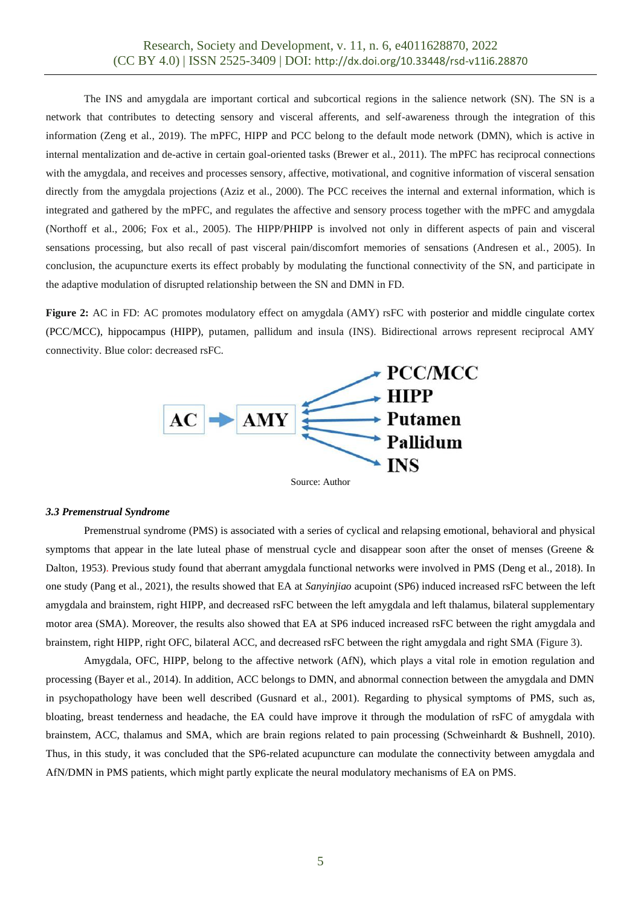The INS and amygdala are important cortical and subcortical regions in the salience network (SN). The SN is a network that contributes to detecting sensory and visceral afferents, and self-awareness through the integration of this information (Zeng et al., 2019). The mPFC, HIPP and PCC belong to the default mode network (DMN), which is active in internal mentalization and de-active in certain goal-oriented tasks (Brewer et al., 2011). The mPFC has reciprocal connections with the amygdala, and receives and processes sensory, affective, motivational, and cognitive information of visceral sensation directly from the amygdala projections (Aziz et al., 2000). The PCC receives the internal and external information, which is integrated and gathered by the mPFC, and regulates the affective and sensory process together with the mPFC and amygdala (Northoff et al., 2006; Fox et al., 2005). The HIPP/PHIPP is involved not only in different aspects of pain and visceral sensations processing, but also recall of past visceral pain/discomfort memories of sensations (Andresen et al., 2005). In conclusion, the acupuncture exerts its effect probably by modulating the functional connectivity of the SN, and participate in the adaptive modulation of disrupted relationship between the SN and DMN in FD.

**Figure 2:** AC in FD: AC promotes modulatory effect on amygdala (AMY) rsFC with posterior and middle cingulate cortex (PCC/MCC), hippocampus (HIPP), putamen, pallidum and insula (INS). Bidirectional arrows represent reciprocal AMY connectivity. Blue color: decreased rsFC.

AC → AMY ↔ PCC/MCC, HIPP, Putamen, Pallidum, INS

Source: Author

### *3.3 Premenstrual Syndrome*

Premenstrual syndrome (PMS) is associated with a series of cyclical and relapsing emotional, behavioral and physical symptoms that appear in the late luteal phase of menstrual cycle and disappear soon after the onset of menses (Greene & Dalton, 1953). Previous study found that aberrant amygdala functional networks were involved in PMS (Deng et al., 2018). In one study (Pang et al., 2021), the results showed that EA at *Sanyinjiao* acupoint (SP6) induced increased rsFC between the left amygdala and brainstem, right HIPP, and decreased rsFC between the left amygdala and left thalamus, bilateral supplementary motor area (SMA). Moreover, the results also showed that EA at SP6 induced increased rsFC between the right amygdala and brainstem, right HIPP, right OFC, bilateral ACC, and decreased rsFC between the right amygdala and right SMA (Figure 3).

Amygdala, OFC, HIPP, belong to the affective network (AfN), which plays a vital role in emotion regulation and processing (Bayer et al., 2014). In addition, ACC belongs to DMN, and abnormal connection between the amygdala and DMN in psychopathology have been well described (Gusnard et al., 2001). Regarding to physical symptoms of PMS, such as, bloating, breast tenderness and headache, the EA could have improve it through the modulation of rsFC of amygdala with brainstem, ACC, thalamus and SMA, which are brain regions related to pain processing (Schweinhardt & Bushnell, 2010). Thus, in this study, it was concluded that the SP6-related acupuncture can modulate the connectivity between amygdala and AfN/DMN in PMS patients, which might partly explicate the neural modulatory mechanisms of EA on PMS.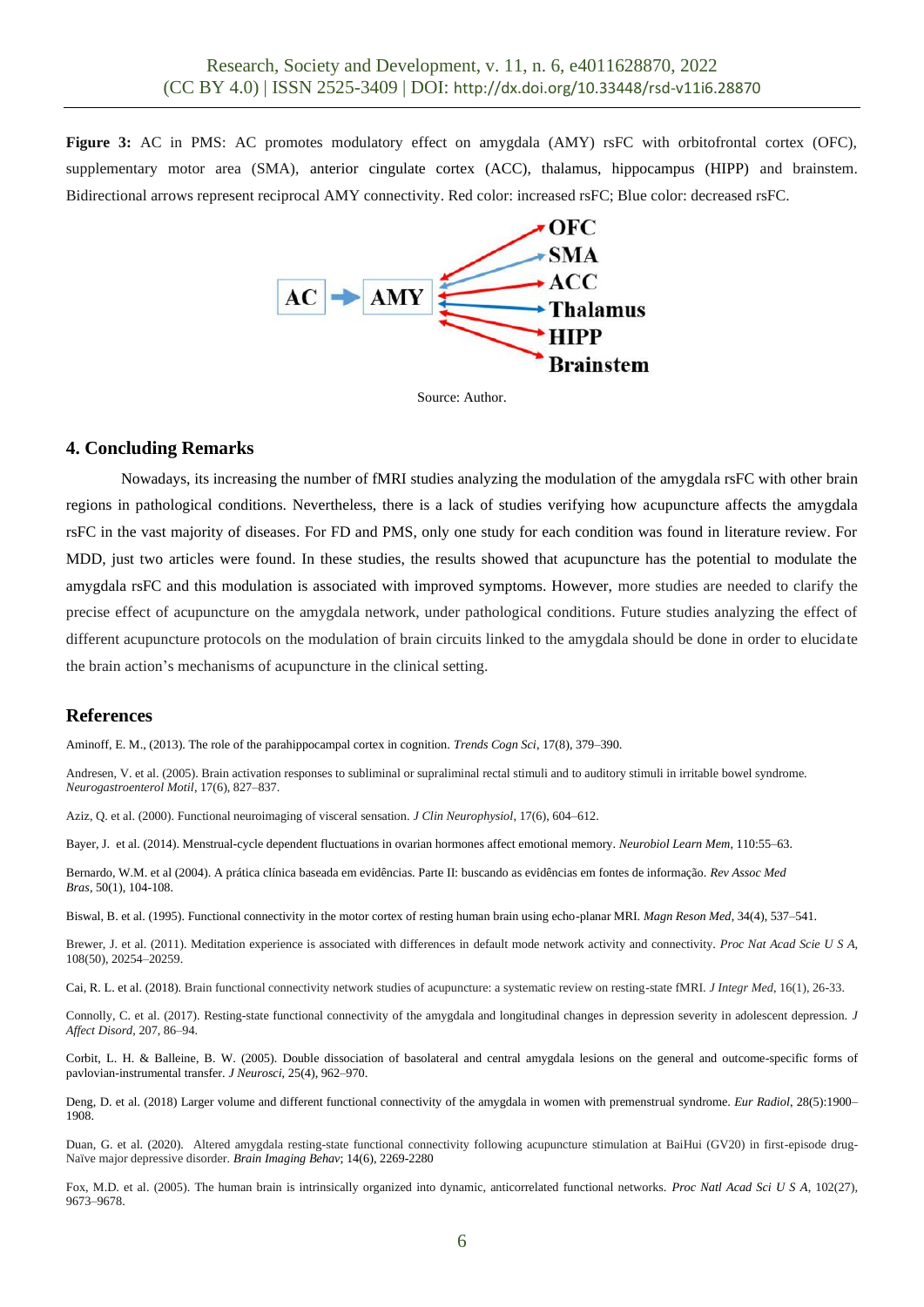**Figure 3:** AC in PMS: AC promotes modulatory effect on amygdala (AMY) rsFC with orbitofrontal cortex (OFC), supplementary motor area (SMA), anterior cingulate cortex (ACC), thalamus, hippocampus (HIPP) and brainstem. Bidirectional arrows represent reciprocal AMY connectivity. Red color: increased rsFC; Blue color: decreased rsFC.

Source: Author.

## 4. Concluding Remarks

Nowadays, its increasing the number of fMRI studies analyzing the modulation of the amygdala rsFC with other brain regions in pathological conditions. Nevertheless, there is a lack of studies verifying how acupuncture affects the amygdala rsFC in the vast majority of diseases. For FD and PMS, only one study for each condition was found in literature review. For MDD, just two articles were found. In these studies, the results showed that acupuncture has the potential to modulate the amygdala rsFC and this modulation is associated with improved symptoms. However, more studies are needed to clarify the precise effect of acupuncture on the amygdala network, under pathological conditions. Future studies analyzing the effect of different acupuncture protocols on the modulation of brain circuits linked to the amygdala should be done in order to elucidate the brain action's mechanisms of acupuncture in the clinical setting.

## References

Aminoff, E. M., (2013). The role of the parahippocampal cortex in cognition. *Trends Cogn Sci*, 17(8), 379–390.

Andresen, V. et al. (2005). Brain activation responses to subliminal or supraliminal rectal stimuli and to auditory stimuli in irritable bowel syndrome. *Neurogastroenterol Motil*, 17(6), 827–837.

Aziz, Q. et al. (2000). Functional neuroimaging of visceral sensation. *J Clin Neurophysiol*, 17(6), 604–612.

Bayer, J. et al. (2014). Menstrual-cycle dependent fluctuations in ovarian hormones affect emotional memory. *Neurobiol Learn Mem*, 110:55–63.

Bernardo, W.M. et al (2004). A prática clínica baseada em evidências. Parte II: buscando as evidências em fontes de informação. *Rev Assoc Med Bras*, 50(1), 104-108.

Biswal, B. et al. (1995). Functional connectivity in the motor cortex of resting human brain using echo-planar MRI. *Magn Reson Med*, 34(4), 537–541.

Brewer, J. et al. (2011). Meditation experience is associated with differences in default mode network activity and connectivity. *Proc Nat Acad Scie U S A*, 108(50), 20254–20259.

Cai, R. L. et al. (2018). Brain functional connectivity network studies of acupuncture: a systematic review on resting-state fMRI. *J Integr Med*, 16(1), 26-33.

Connolly, C. et al. (2017). Resting-state functional connectivity of the amygdala and longitudinal changes in depression severity in adolescent depression. *J Affect Disord*, 207, 86–94.

Corbit, L. H. & Balleine, B. W. (2005). Double dissociation of basolateral and central amygdala lesions on the general and outcome-specific forms of pavlovian-instrumental transfer. *J Neurosci*, 25(4), 962–970.

Deng, D. et al. (2018) Larger volume and different functional connectivity of the amygdala in women with premenstrual syndrome. *Eur Radiol*, 28(5):1900–1908.

Duan, G. et al. (2020). Altered amygdala resting-state functional connectivity following acupuncture stimulation at BaiHui (GV20) in first-episode drug-Naïve major depressive disorder. *Brain Imaging Behav*; 14(6), 2269-2280

Fox, M.D. et al. (2005). The human brain is intrinsically organized into dynamic, anticorrelated functional networks. *Proc Natl Acad Sci U S A*, 102(27), 9673–9678.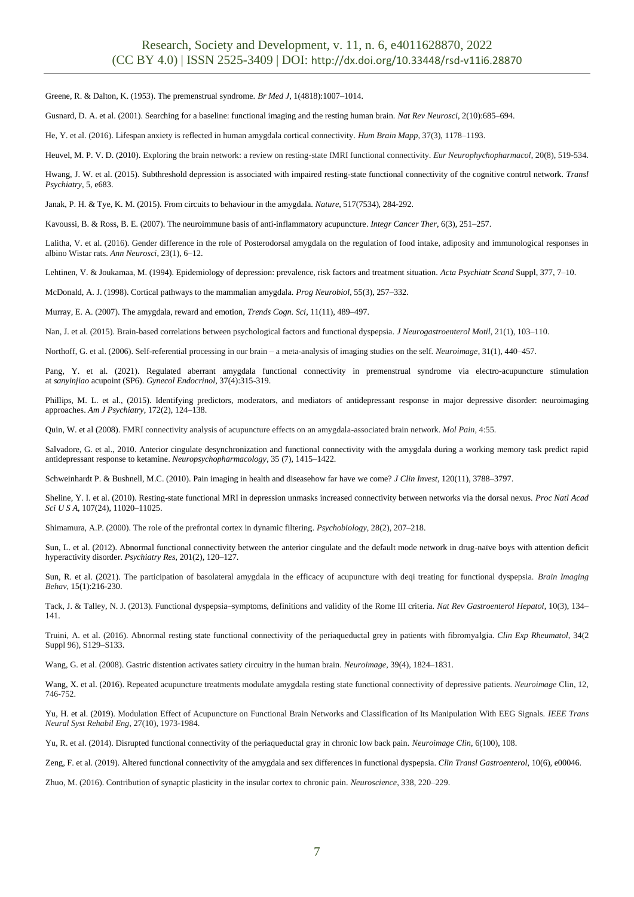Greene, R. & Dalton, K. (1953). The premenstrual syndrome. *Br Med J*, 1(4818):1007–1014.

Gusnard, D. A. et al. (2001). Searching for a baseline: functional imaging and the resting human brain. *Nat Rev Neurosci*, 2(10):685–694.

He, Y. et al. (2016). Lifespan anxiety is reflected in human amygdala cortical connectivity. *Hum Brain Mapp*, 37(3), 1178–1193.

Heuvel, M. P. V. D. (2010). Exploring the brain network: a review on resting-state fMRI functional connectivity. *Eur Neurophychopharmacol*, 20(8), 519-534.

Hwang, J. W. et al. (2015). Subthreshold depression is associated with impaired resting-state functional connectivity of the cognitive control network. *Transl Psychiatry*, 5, e683.

Janak, P. H. & Tye, K. M. (2015). From circuits to behaviour in the amygdala. *Nature*, 517(7534), 284-292.

Kavoussi, B. & Ross, B. E. (2007). The neuroimmune basis of anti-inflammatory acupuncture. *Integr Cancer Ther*, 6(3), 251–257.

Lalitha, V. et al. (2016). Gender difference in the role of Posterodorsal amygdala on the regulation of food intake, adiposity and immunological responses in albino Wistar rats. *Ann Neurosci*, 23(1), 6–12.

Lehtinen, V. & Joukamaa, M. (1994). Epidemiology of depression: prevalence, risk factors and treatment situation. *Acta Psychiatr Scand* Suppl, 377, 7–10.

McDonald, A. J. (1998). Cortical pathways to the mammalian amygdala. *Prog Neurobiol*, 55(3), 257–332.

Murray, E. A. (2007). The amygdala, reward and emotion, *Trends Cogn. Sci*, 11(11), 489–497.

Nan, J. et al. (2015). Brain-based correlations between psychological factors and functional dyspepsia. *J Neurogastroenterol Motil*, 21(1), 103–110.

Northoff, G. et al. (2006). Self-referential processing in our brain – a meta-analysis of imaging studies on the self. *Neuroimage*, 31(1), 440–457.

Pang, Y. et al. (2021). Regulated aberrant amygdala functional connectivity in premenstrual syndrome via electro-acupuncture stimulation at *sanyinjiao* acupoint (SP6). *Gynecol Endocrinol*, 37(4):315-319.

Phillips, M. L. et al., (2015). Identifying predictors, moderators, and mediators of antidepressant response in major depressive disorder: neuroimaging approaches. *Am J Psychiatry*, 172(2), 124–138.

Quin, W. et al (2008). FMRI connectivity analysis of acupuncture effects on an amygdala-associated brain network. *Mol Pain*, 4:55.

Salvadore, G. et al., 2010. Anterior cingulate desynchronization and functional connectivity with the amygdala during a working memory task predict rapid antidepressant response to ketamine. *Neuropsychopharmacology*, 35 (7), 1415–1422.

Schweinhardt P. & Bushnell, M.C. (2010). Pain imaging in health and diseasehow far have we come? *J Clin Invest*, 120(11), 3788–3797.

Sheline, Y. I. et al. (2010). Resting-state functional MRI in depression unmasks increased connectivity between networks via the dorsal nexus. *Proc Natl Acad Sci U S A*, 107(24), 11020–11025.

Shimamura, A.P. (2000). The role of the prefrontal cortex in dynamic filtering. *Psychobiology*, 28(2), 207–218.

Sun, L. et al. (2012). Abnormal functional connectivity between the anterior cingulate and the default mode network in drug-naïve boys with attention deficit hyperactivity disorder. *Psychiatry Res*, 201(2), 120–127.

Sun, R. et al. (2021). The participation of basolateral amygdala in the efficacy of acupuncture with deqi treating for functional dyspepsia. *Brain Imaging Behav*, 15(1):216-230.

Tack, J. & Talley, N. J. (2013). Functional dyspepsia–symptoms, definitions and validity of the Rome III criteria. *Nat Rev Gastroenterol Hepatol*, 10(3), 134–141.

Truini, A. et al. (2016). Abnormal resting state functional connectivity of the periaqueductal grey in patients with fibromyalgia. *Clin Exp Rheumatol*, 34(2 Suppl 96), S129–S133.

Wang, G. et al. (2008). Gastric distention activates satiety circuitry in the human brain. *Neuroimage*, 39(4), 1824–1831.

Wang, X. et al. (2016). Repeated acupuncture treatments modulate amygdala resting state functional connectivity of depressive patients. *Neuroimage* Clin, 12, 746-752.

Yu, H. et al. (2019). Modulation Effect of Acupuncture on Functional Brain Networks and Classification of Its Manipulation With EEG Signals. *IEEE Trans Neural Syst Rehabil Eng*, 27(10), 1973-1984.

Yu, R. et al. (2014). Disrupted functional connectivity of the periaqueductal gray in chronic low back pain. *Neuroimage Clin*, 6(100), 108.

Zeng, F. et al. (2019). Altered functional connectivity of the amygdala and sex differences in functional dyspepsia. *Clin Transl Gastroenterol*, 10(6), e00046.

Zhuo, M. (2016). Contribution of synaptic plasticity in the insular cortex to chronic pain. *Neuroscience*, 338, 220–229.